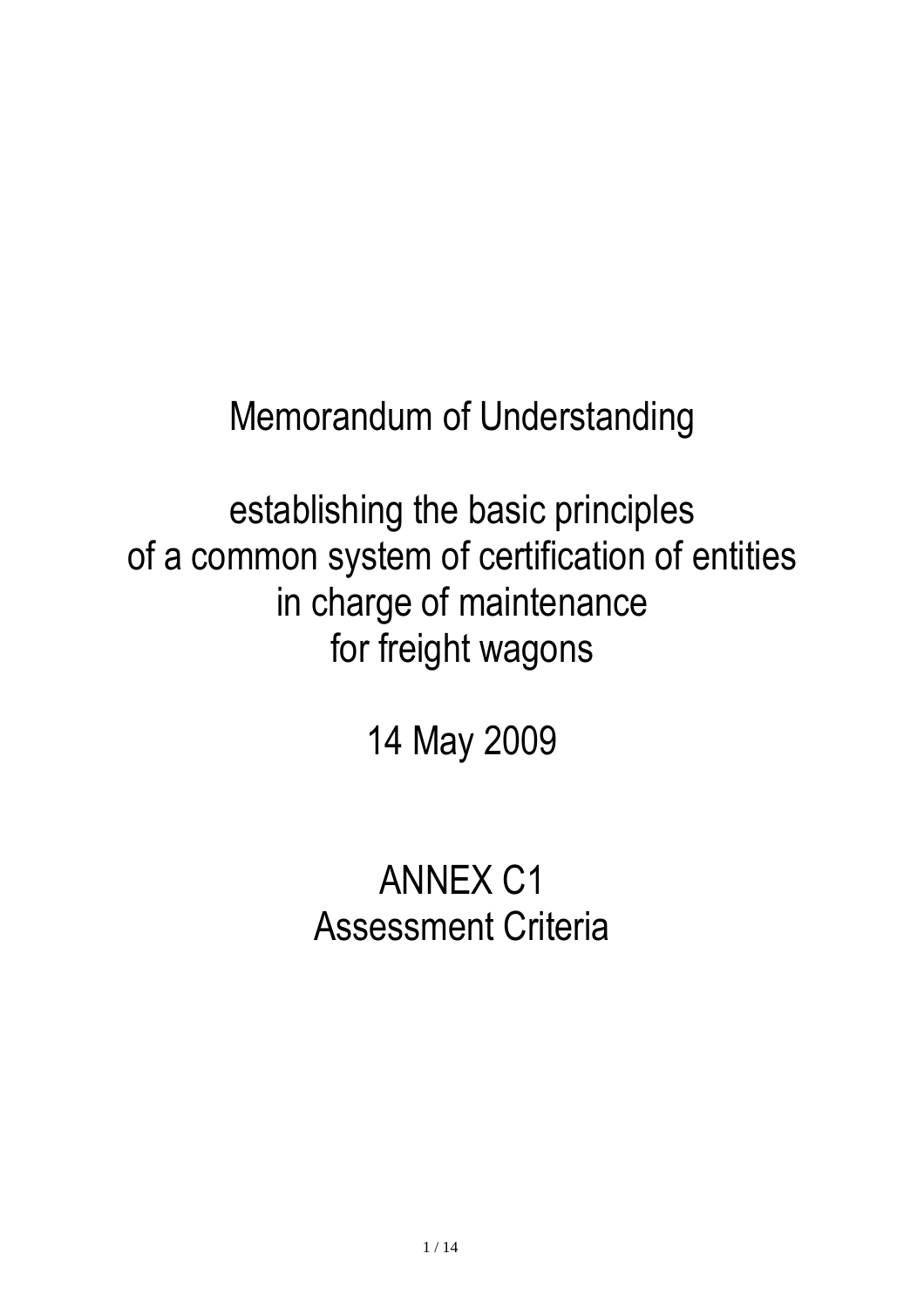# Memorandum of Understanding

establishing the basic principles
of a common system of certification of entities
in charge of maintenance
for freight wagons

14 May 2009

## ANNEX C1
## Assessment Criteria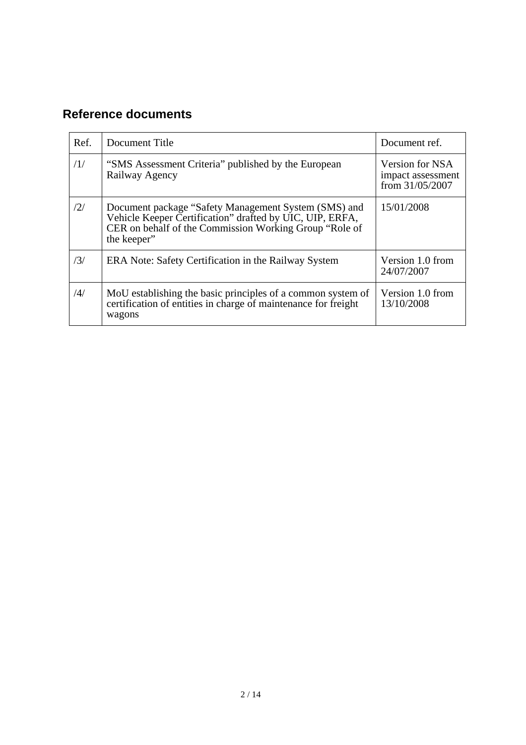## Reference documents

| Ref. | Document Title | Document ref. |
|---|---|---|
| /1/ | "SMS Assessment Criteria" published by the European Railway Agency | Version for NSA impact assessment from 31/05/2007 |
| /2/ | Document package "Safety Management System (SMS) and Vehicle Keeper Certification" drafted by UIC, UIP, ERFA, CER on behalf of the Commission Working Group "Role of the keeper" | 15/01/2008 |
| /3/ | ERA Note: Safety Certification in the Railway System | Version 1.0 from 24/07/2007 |
| /4/ | MoU establishing the basic principles of a common system of certification of entities in charge of maintenance for freight wagons | Version 1.0 from 13/10/2008 |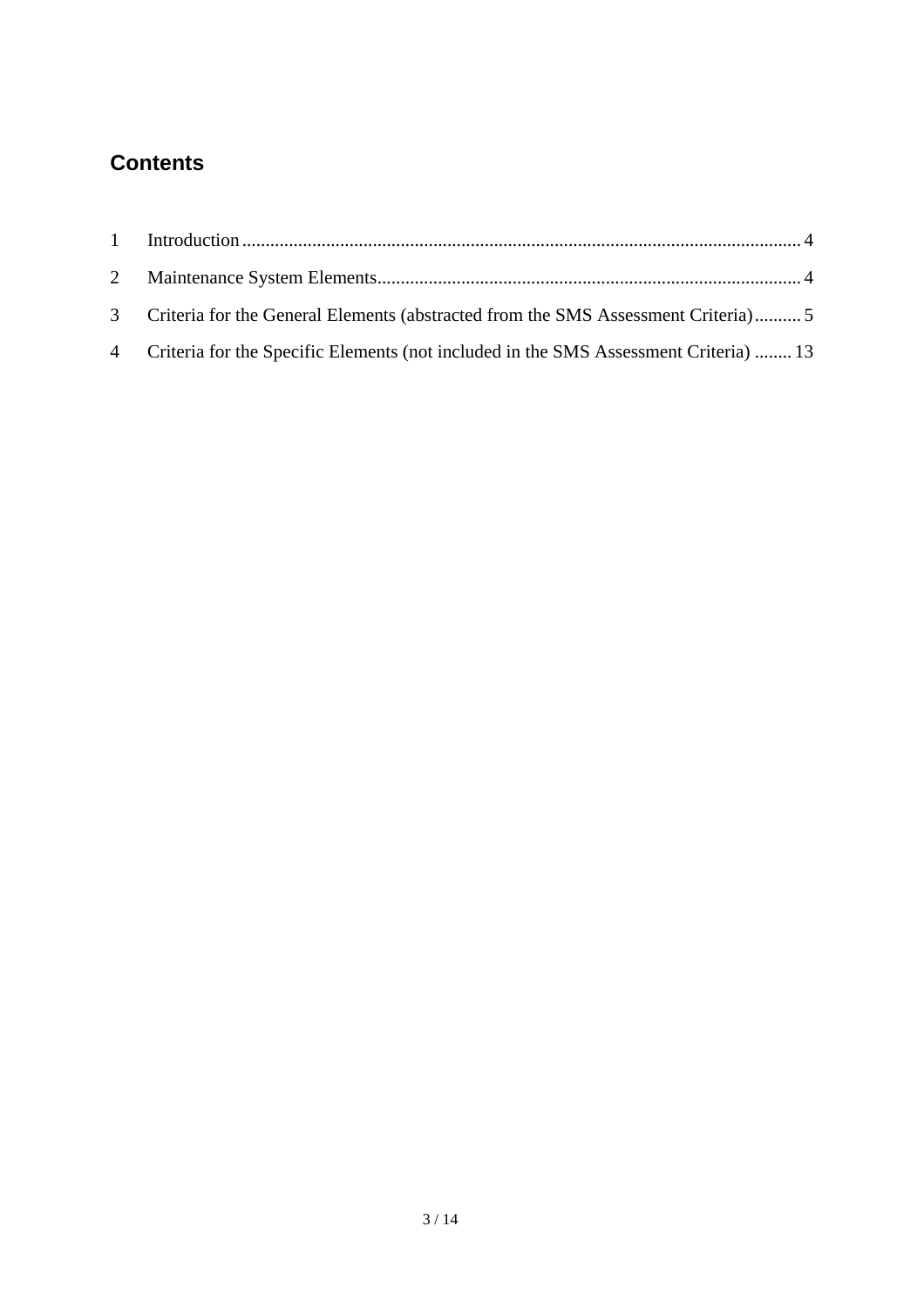## Contents

1 Introduction ........................................................................................................................ 4

2 Maintenance System Elements........................................................................................... 4

3 Criteria for the General Elements (abstracted from the SMS Assessment Criteria).......... 5

4 Criteria for the Specific Elements (not included in the SMS Assessment Criteria) ........ 13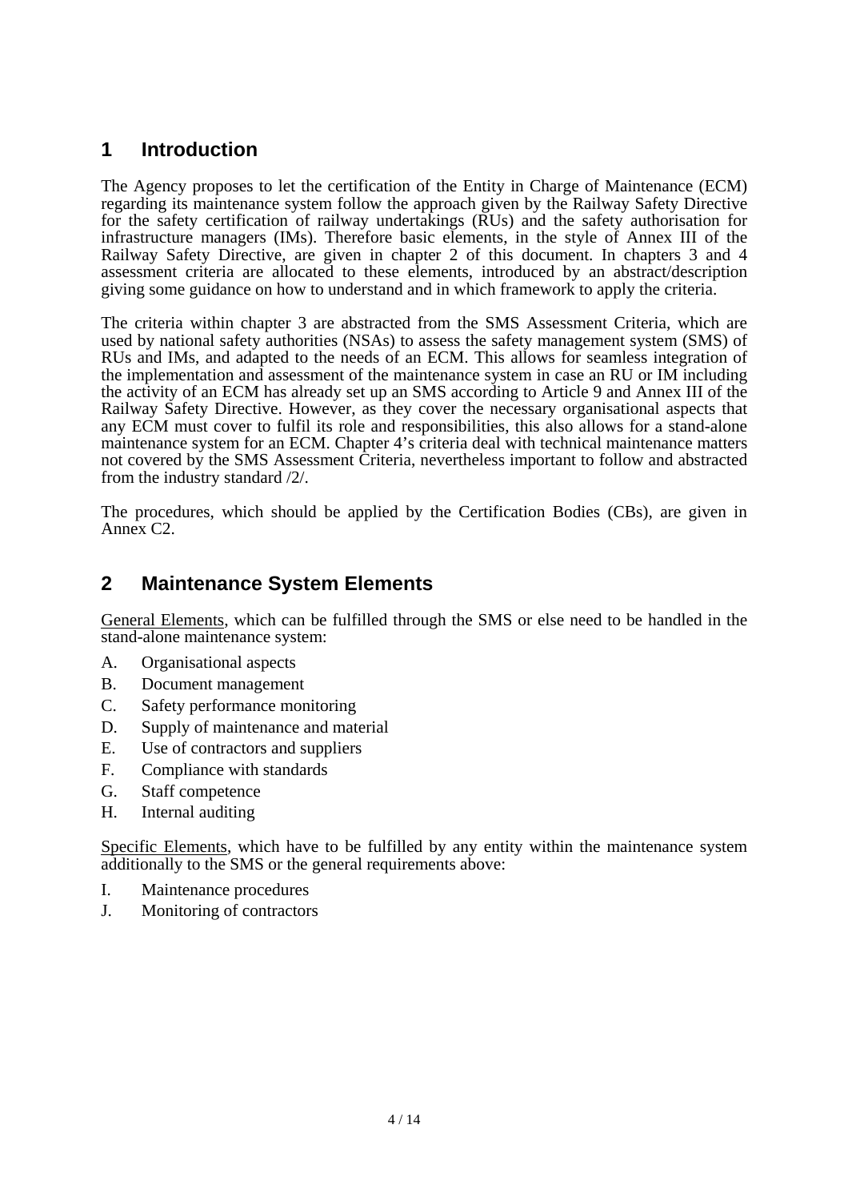# 1 Introduction

The Agency proposes to let the certification of the Entity in Charge of Maintenance (ECM) regarding its maintenance system follow the approach given by the Railway Safety Directive for the safety certification of railway undertakings (RUs) and the safety authorisation for infrastructure managers (IMs). Therefore basic elements, in the style of Annex III of the Railway Safety Directive, are given in chapter 2 of this document. In chapters 3 and 4 assessment criteria are allocated to these elements, introduced by an abstract/description giving some guidance on how to understand and in which framework to apply the criteria.

The criteria within chapter 3 are abstracted from the SMS Assessment Criteria, which are used by national safety authorities (NSAs) to assess the safety management system (SMS) of RUs and IMs, and adapted to the needs of an ECM. This allows for seamless integration of the implementation and assessment of the maintenance system in case an RU or IM including the activity of an ECM has already set up an SMS according to Article 9 and Annex III of the Railway Safety Directive. However, as they cover the necessary organisational aspects that any ECM must cover to fulfil its role and responsibilities, this also allows for a stand-alone maintenance system for an ECM. Chapter 4's criteria deal with technical maintenance matters not covered by the SMS Assessment Criteria, nevertheless important to follow and abstracted from the industry standard /2/.

The procedures, which should be applied by the Certification Bodies (CBs), are given in Annex C2.

# 2 Maintenance System Elements

<u>General Elements</u>, which can be fulfilled through the SMS or else need to be handled in the stand-alone maintenance system:

A. Organisational aspects
B. Document management
C. Safety performance monitoring
D. Supply of maintenance and material
E. Use of contractors and suppliers
F. Compliance with standards
G. Staff competence
H. Internal auditing

<u>Specific Elements</u>, which have to be fulfilled by any entity within the maintenance system additionally to the SMS or the general requirements above:

I. Maintenance procedures
J. Monitoring of contractors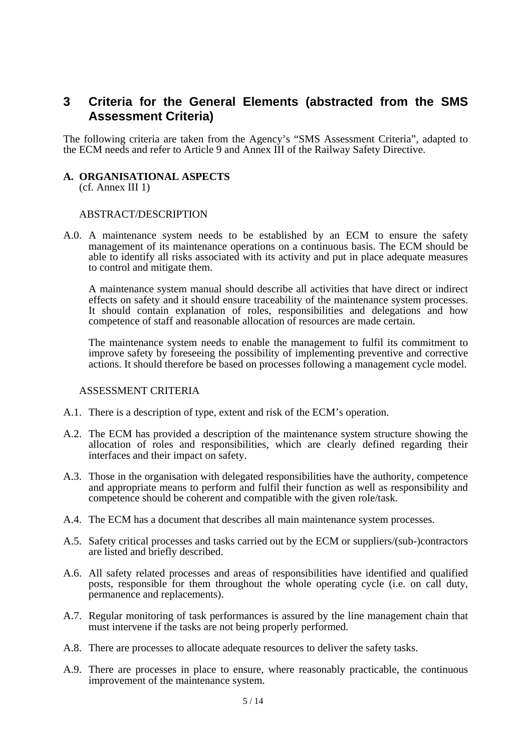# 3 Criteria for the General Elements (abstracted from the SMS Assessment Criteria)

The following criteria are taken from the Agency's "SMS Assessment Criteria", adapted to the ECM needs and refer to Article 9 and Annex III of the Railway Safety Directive.

## A. ORGANISATIONAL ASPECTS

(cf. Annex III 1)

ABSTRACT/DESCRIPTION

A.0. A maintenance system needs to be established by an ECM to ensure the safety management of its maintenance operations on a continuous basis. The ECM should be able to identify all risks associated with its activity and put in place adequate measures to control and mitigate them.

A maintenance system manual should describe all activities that have direct or indirect effects on safety and it should ensure traceability of the maintenance system processes. It should contain explanation of roles, responsibilities and delegations and how competence of staff and reasonable allocation of resources are made certain.

The maintenance system needs to enable the management to fulfil its commitment to improve safety by foreseeing the possibility of implementing preventive and corrective actions. It should therefore be based on processes following a management cycle model.

ASSESSMENT CRITERIA

A.1. There is a description of type, extent and risk of the ECM's operation.

A.2. The ECM has provided a description of the maintenance system structure showing the allocation of roles and responsibilities, which are clearly defined regarding their interfaces and their impact on safety.

A.3. Those in the organisation with delegated responsibilities have the authority, competence and appropriate means to perform and fulfil their function as well as responsibility and competence should be coherent and compatible with the given role/task.

A.4. The ECM has a document that describes all main maintenance system processes.

A.5. Safety critical processes and tasks carried out by the ECM or suppliers/(sub-)contractors are listed and briefly described.

A.6. All safety related processes and areas of responsibilities have identified and qualified posts, responsible for them throughout the whole operating cycle (i.e. on call duty, permanence and replacements).

A.7. Regular monitoring of task performances is assured by the line management chain that must intervene if the tasks are not being properly performed.

A.8. There are processes to allocate adequate resources to deliver the safety tasks.

A.9. There are processes in place to ensure, where reasonably practicable, the continuous improvement of the maintenance system.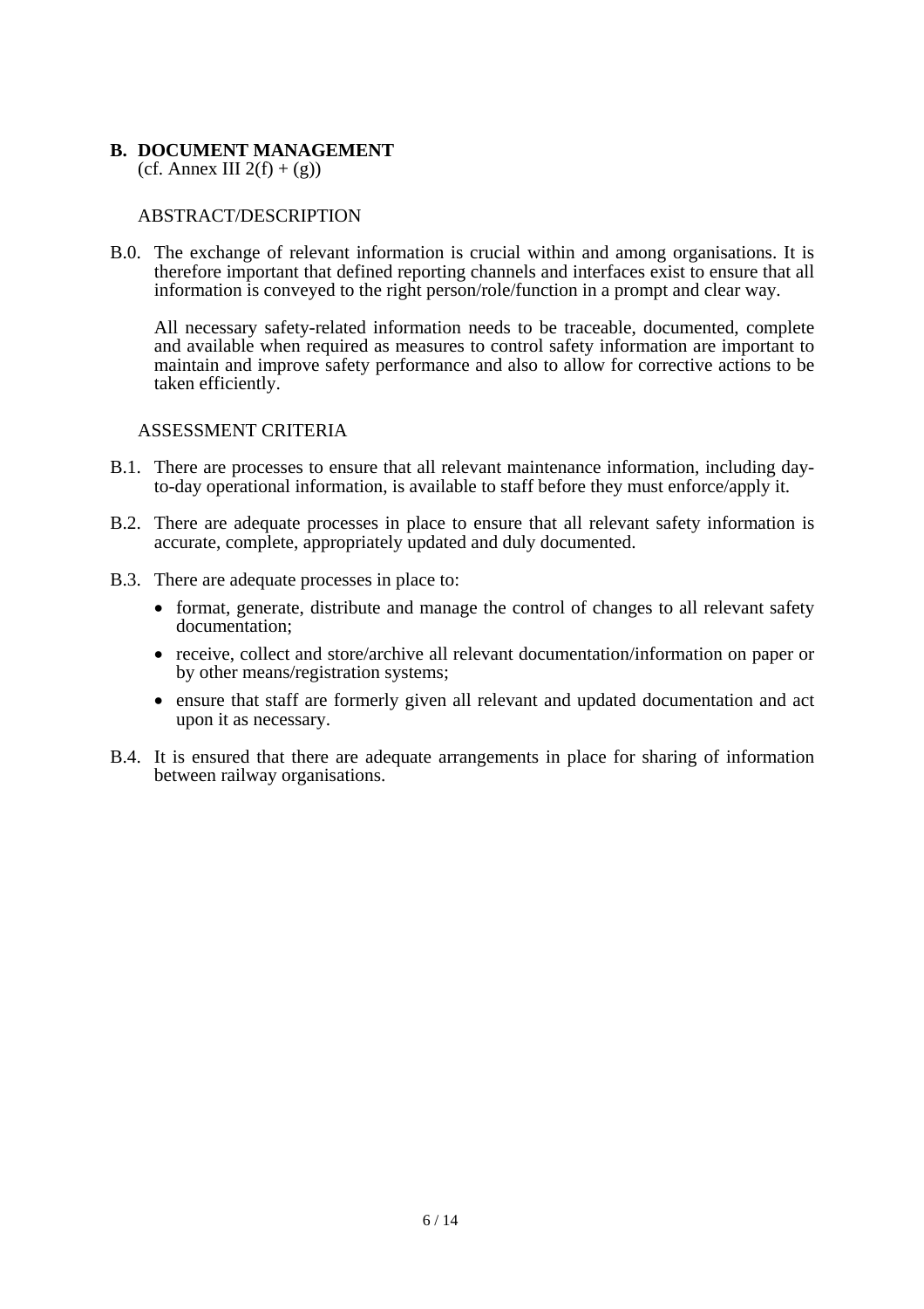## B. DOCUMENT MANAGEMENT

(cf. Annex III 2(f) + (g))

ABSTRACT/DESCRIPTION

B.0. The exchange of relevant information is crucial within and among organisations. It is therefore important that defined reporting channels and interfaces exist to ensure that all information is conveyed to the right person/role/function in a prompt and clear way.

All necessary safety-related information needs to be traceable, documented, complete and available when required as measures to control safety information are important to maintain and improve safety performance and also to allow for corrective actions to be taken efficiently.

ASSESSMENT CRITERIA

B.1. There are processes to ensure that all relevant maintenance information, including day-to-day operational information, is available to staff before they must enforce/apply it.

B.2. There are adequate processes in place to ensure that all relevant safety information is accurate, complete, appropriately updated and duly documented.

B.3. There are adequate processes in place to:

- format, generate, distribute and manage the control of changes to all relevant safety documentation;
- receive, collect and store/archive all relevant documentation/information on paper or by other means/registration systems;
- ensure that staff are formerly given all relevant and updated documentation and act upon it as necessary.

B.4. It is ensured that there are adequate arrangements in place for sharing of information between railway organisations.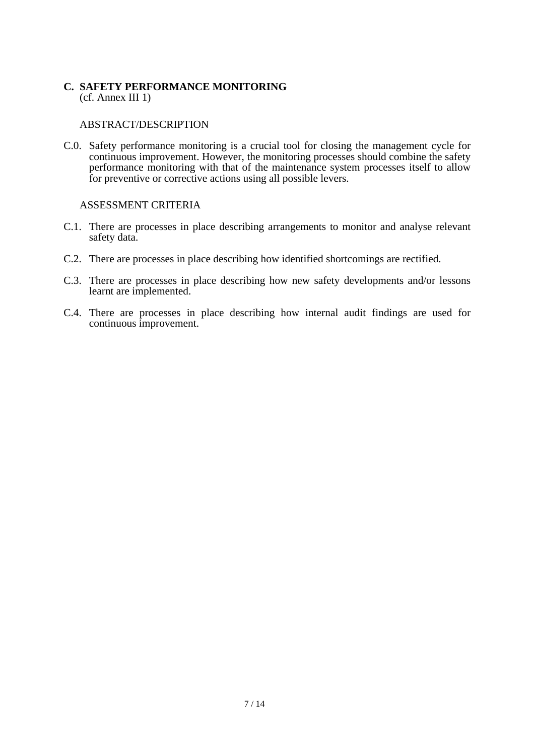## C. SAFETY PERFORMANCE MONITORING

(cf. Annex III 1)

ABSTRACT/DESCRIPTION

C.0. Safety performance monitoring is a crucial tool for closing the management cycle for continuous improvement. However, the monitoring processes should combine the safety performance monitoring with that of the maintenance system processes itself to allow for preventive or corrective actions using all possible levers.

ASSESSMENT CRITERIA

C.1. There are processes in place describing arrangements to monitor and analyse relevant safety data.

C.2. There are processes in place describing how identified shortcomings are rectified.

C.3. There are processes in place describing how new safety developments and/or lessons learnt are implemented.

C.4. There are processes in place describing how internal audit findings are used for continuous improvement.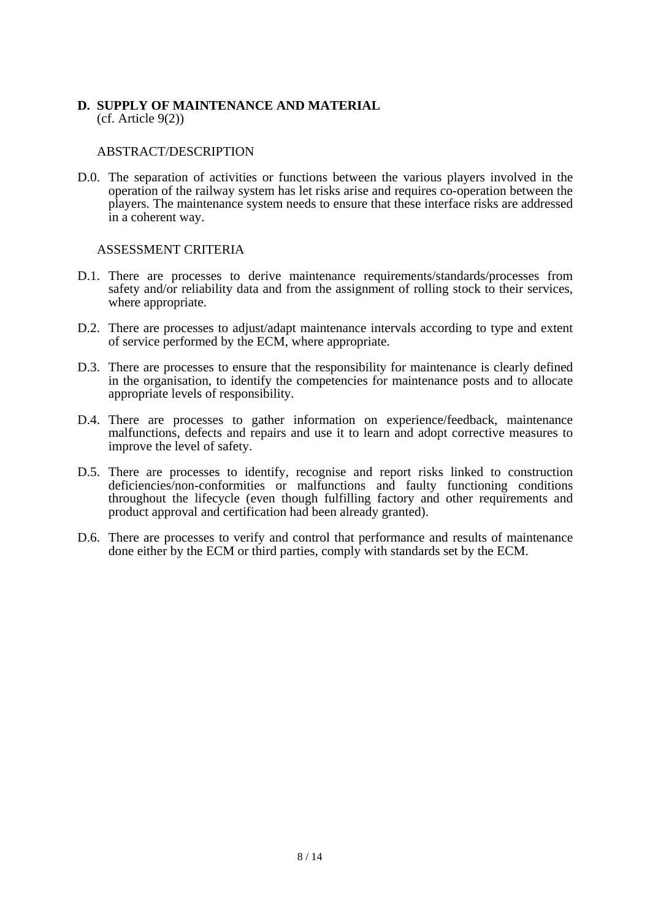## D. SUPPLY OF MAINTENANCE AND MATERIAL

(cf. Article 9(2))

ABSTRACT/DESCRIPTION

D.0. The separation of activities or functions between the various players involved in the operation of the railway system has let risks arise and requires co-operation between the players. The maintenance system needs to ensure that these interface risks are addressed in a coherent way.

ASSESSMENT CRITERIA

D.1. There are processes to derive maintenance requirements/standards/processes from safety and/or reliability data and from the assignment of rolling stock to their services, where appropriate.

D.2. There are processes to adjust/adapt maintenance intervals according to type and extent of service performed by the ECM, where appropriate.

D.3. There are processes to ensure that the responsibility for maintenance is clearly defined in the organisation, to identify the competencies for maintenance posts and to allocate appropriate levels of responsibility.

D.4. There are processes to gather information on experience/feedback, maintenance malfunctions, defects and repairs and use it to learn and adopt corrective measures to improve the level of safety.

D.5. There are processes to identify, recognise and report risks linked to construction deficiencies/non-conformities or malfunctions and faulty functioning conditions throughout the lifecycle (even though fulfilling factory and other requirements and product approval and certification had been already granted).

D.6. There are processes to verify and control that performance and results of maintenance done either by the ECM or third parties, comply with standards set by the ECM.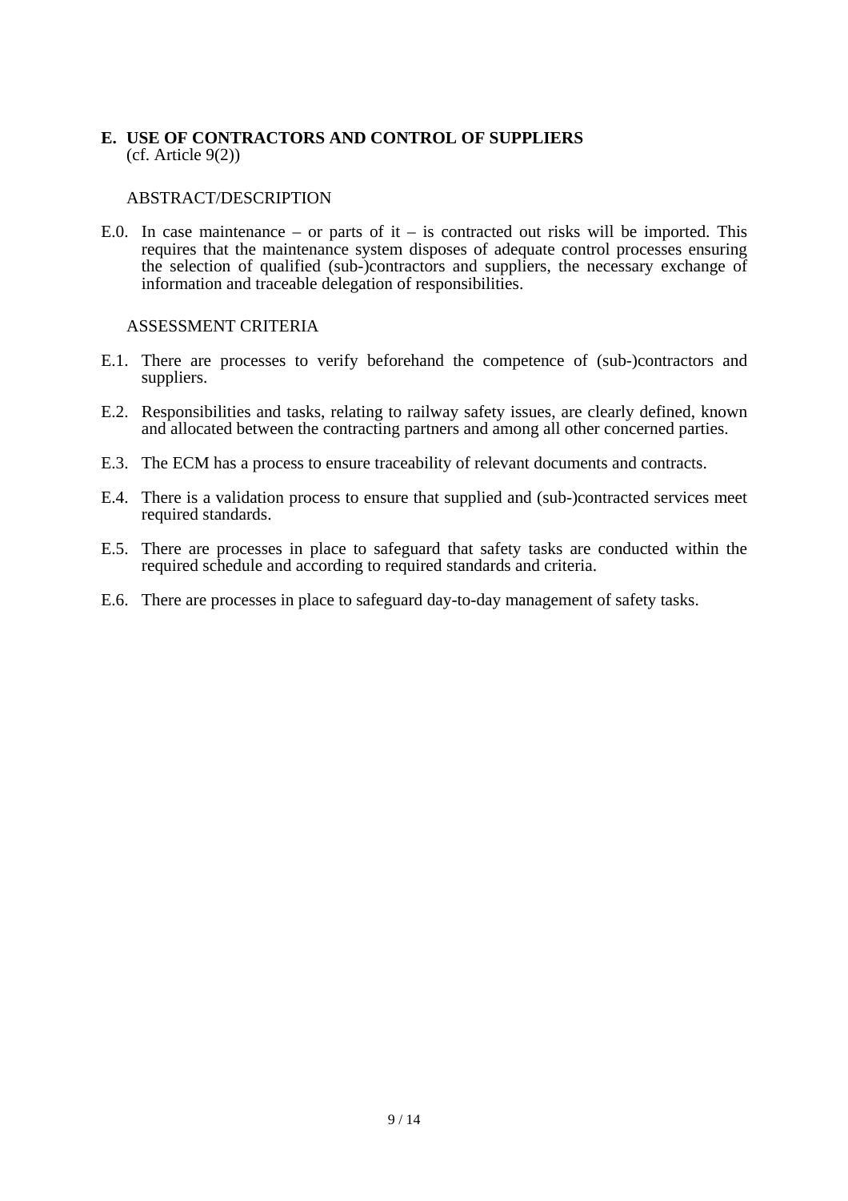## E. USE OF CONTRACTORS AND CONTROL OF SUPPLIERS

(cf. Article 9(2))

ABSTRACT/DESCRIPTION

E.0. In case maintenance – or parts of it – is contracted out risks will be imported. This requires that the maintenance system disposes of adequate control processes ensuring the selection of qualified (sub-)contractors and suppliers, the necessary exchange of information and traceable delegation of responsibilities.

ASSESSMENT CRITERIA

E.1. There are processes to verify beforehand the competence of (sub-)contractors and suppliers.

E.2. Responsibilities and tasks, relating to railway safety issues, are clearly defined, known and allocated between the contracting partners and among all other concerned parties.

E.3. The ECM has a process to ensure traceability of relevant documents and contracts.

E.4. There is a validation process to ensure that supplied and (sub-)contracted services meet required standards.

E.5. There are processes in place to safeguard that safety tasks are conducted within the required schedule and according to required standards and criteria.

E.6. There are processes in place to safeguard day-to-day management of safety tasks.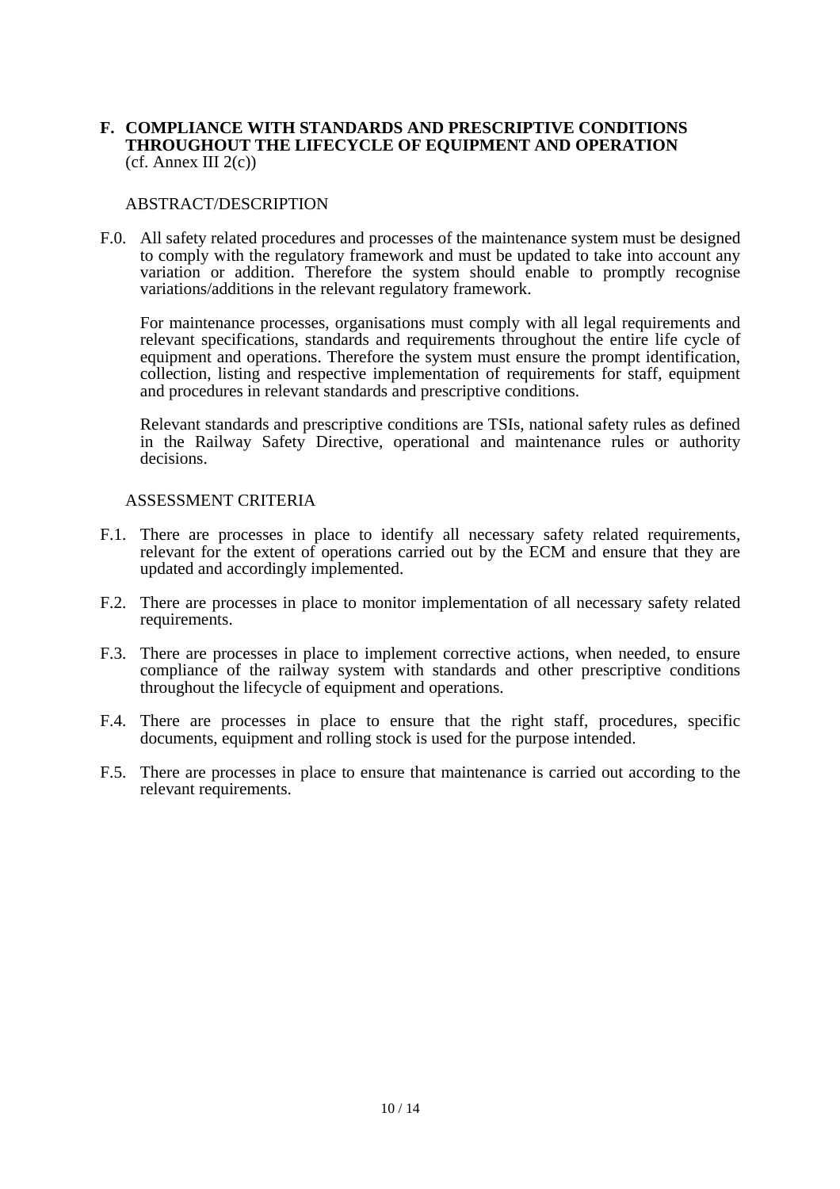## F. COMPLIANCE WITH STANDARDS AND PRESCRIPTIVE CONDITIONS THROUGHOUT THE LIFECYCLE OF EQUIPMENT AND OPERATION

(cf. Annex III 2(c))

ABSTRACT/DESCRIPTION

F.0. All safety related procedures and processes of the maintenance system must be designed to comply with the regulatory framework and must be updated to take into account any variation or addition. Therefore the system should enable to promptly recognise variations/additions in the relevant regulatory framework.

For maintenance processes, organisations must comply with all legal requirements and relevant specifications, standards and requirements throughout the entire life cycle of equipment and operations. Therefore the system must ensure the prompt identification, collection, listing and respective implementation of requirements for staff, equipment and procedures in relevant standards and prescriptive conditions.

Relevant standards and prescriptive conditions are TSIs, national safety rules as defined in the Railway Safety Directive, operational and maintenance rules or authority decisions.

ASSESSMENT CRITERIA

F.1. There are processes in place to identify all necessary safety related requirements, relevant for the extent of operations carried out by the ECM and ensure that they are updated and accordingly implemented.

F.2. There are processes in place to monitor implementation of all necessary safety related requirements.

F.3. There are processes in place to implement corrective actions, when needed, to ensure compliance of the railway system with standards and other prescriptive conditions throughout the lifecycle of equipment and operations.

F.4. There are processes in place to ensure that the right staff, procedures, specific documents, equipment and rolling stock is used for the purpose intended.

F.5. There are processes in place to ensure that maintenance is carried out according to the relevant requirements.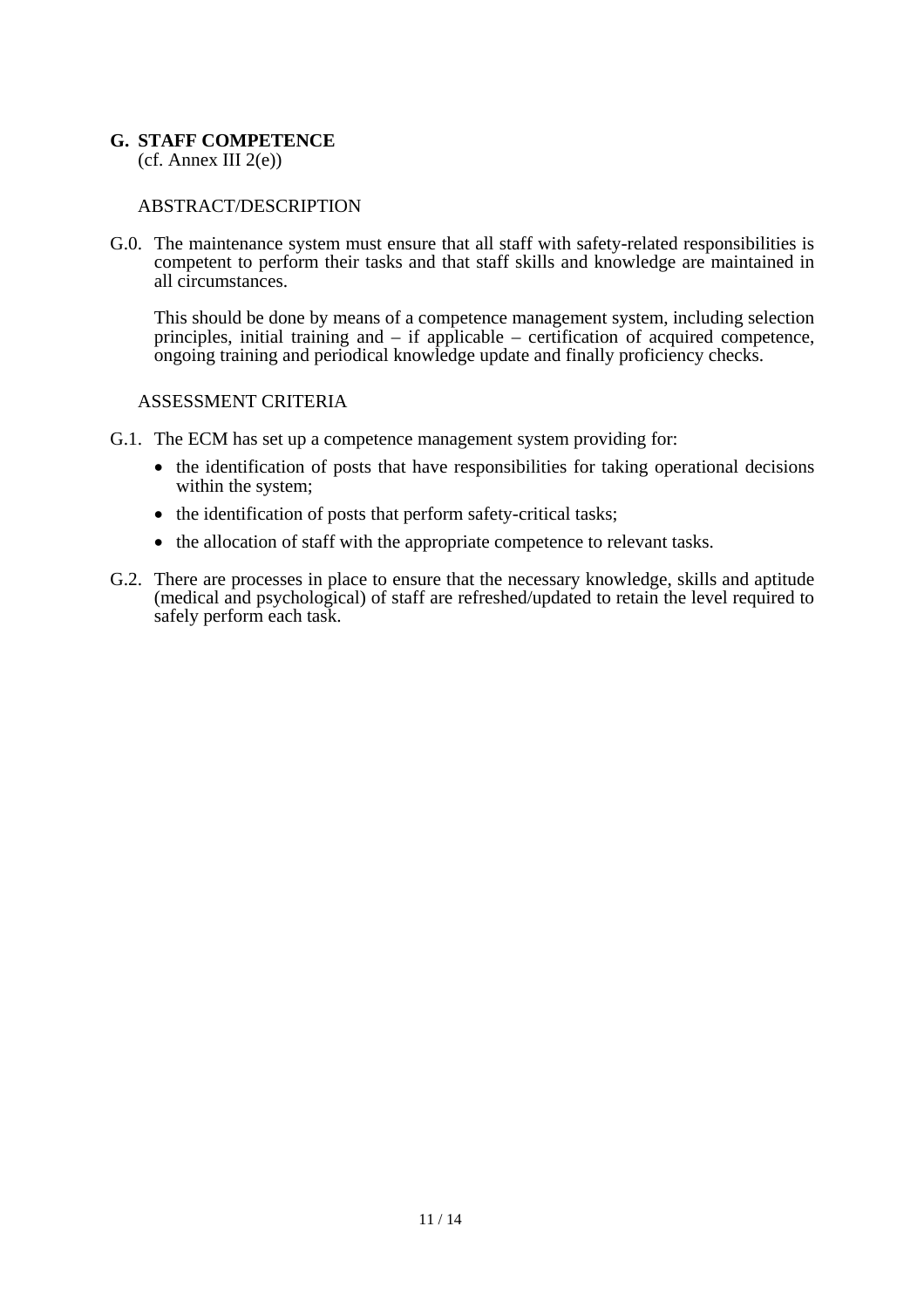## G. STAFF COMPETENCE

(cf. Annex III 2(e))

ABSTRACT/DESCRIPTION

G.0. The maintenance system must ensure that all staff with safety-related responsibilities is competent to perform their tasks and that staff skills and knowledge are maintained in all circumstances.

This should be done by means of a competence management system, including selection principles, initial training and – if applicable – certification of acquired competence, ongoing training and periodical knowledge update and finally proficiency checks.

ASSESSMENT CRITERIA

G.1. The ECM has set up a competence management system providing for:

- the identification of posts that have responsibilities for taking operational decisions within the system;
- the identification of posts that perform safety-critical tasks;
- the allocation of staff with the appropriate competence to relevant tasks.

G.2. There are processes in place to ensure that the necessary knowledge, skills and aptitude (medical and psychological) of staff are refreshed/updated to retain the level required to safely perform each task.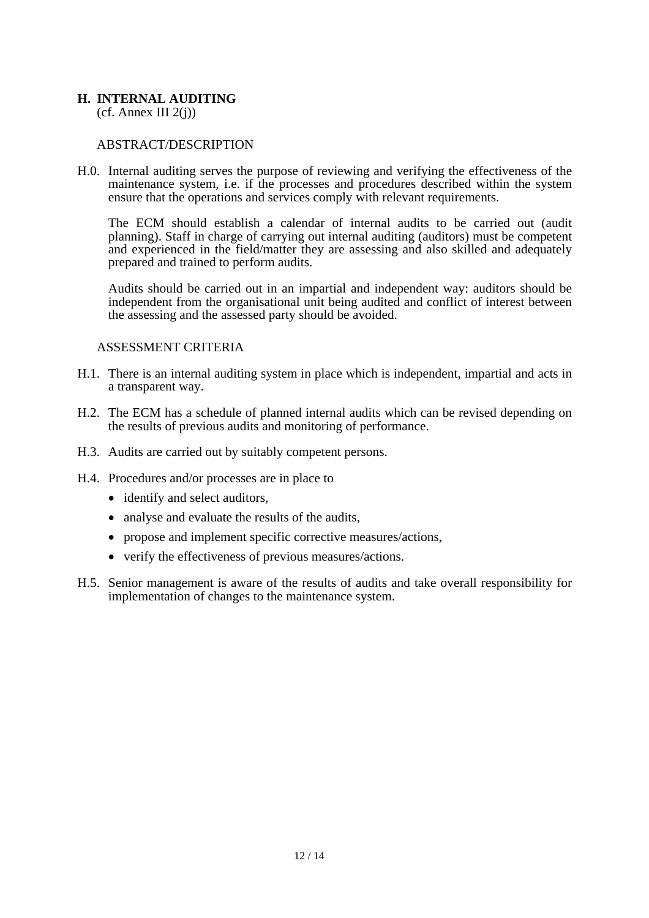## H. INTERNAL AUDITING

(cf. Annex III 2(j))

ABSTRACT/DESCRIPTION

H.0. Internal auditing serves the purpose of reviewing and verifying the effectiveness of the maintenance system, i.e. if the processes and procedures described within the system ensure that the operations and services comply with relevant requirements.

The ECM should establish a calendar of internal audits to be carried out (audit planning). Staff in charge of carrying out internal auditing (auditors) must be competent and experienced in the field/matter they are assessing and also skilled and adequately prepared and trained to perform audits.

Audits should be carried out in an impartial and independent way: auditors should be independent from the organisational unit being audited and conflict of interest between the assessing and the assessed party should be avoided.

ASSESSMENT CRITERIA

H.1. There is an internal auditing system in place which is independent, impartial and acts in a transparent way.

H.2. The ECM has a schedule of planned internal audits which can be revised depending on the results of previous audits and monitoring of performance.

H.3. Audits are carried out by suitably competent persons.

H.4. Procedures and/or processes are in place to

- identify and select auditors,
- analyse and evaluate the results of the audits,
- propose and implement specific corrective measures/actions,
- verify the effectiveness of previous measures/actions.

H.5. Senior management is aware of the results of audits and take overall responsibility for implementation of changes to the maintenance system.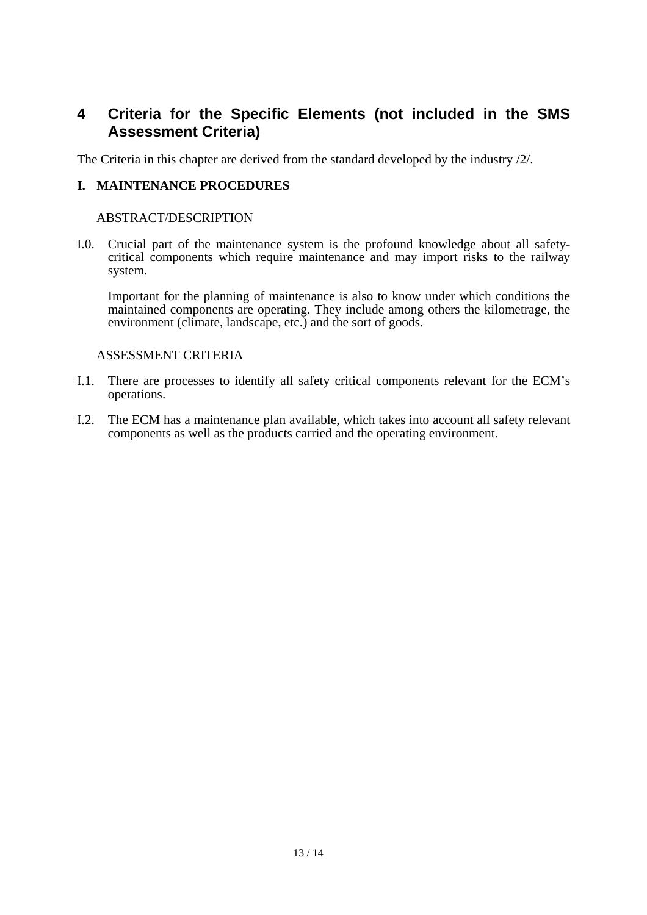# 4 Criteria for the Specific Elements (not included in the SMS Assessment Criteria)

The Criteria in this chapter are derived from the standard developed by the industry /2/.

## I. MAINTENANCE PROCEDURES

ABSTRACT/DESCRIPTION

I.0. Crucial part of the maintenance system is the profound knowledge about all safety-critical components which require maintenance and may import risks to the railway system.

Important for the planning of maintenance is also to know under which conditions the maintained components are operating. They include among others the kilometrage, the environment (climate, landscape, etc.) and the sort of goods.

ASSESSMENT CRITERIA

I.1. There are processes to identify all safety critical components relevant for the ECM's operations.

I.2. The ECM has a maintenance plan available, which takes into account all safety relevant components as well as the products carried and the operating environment.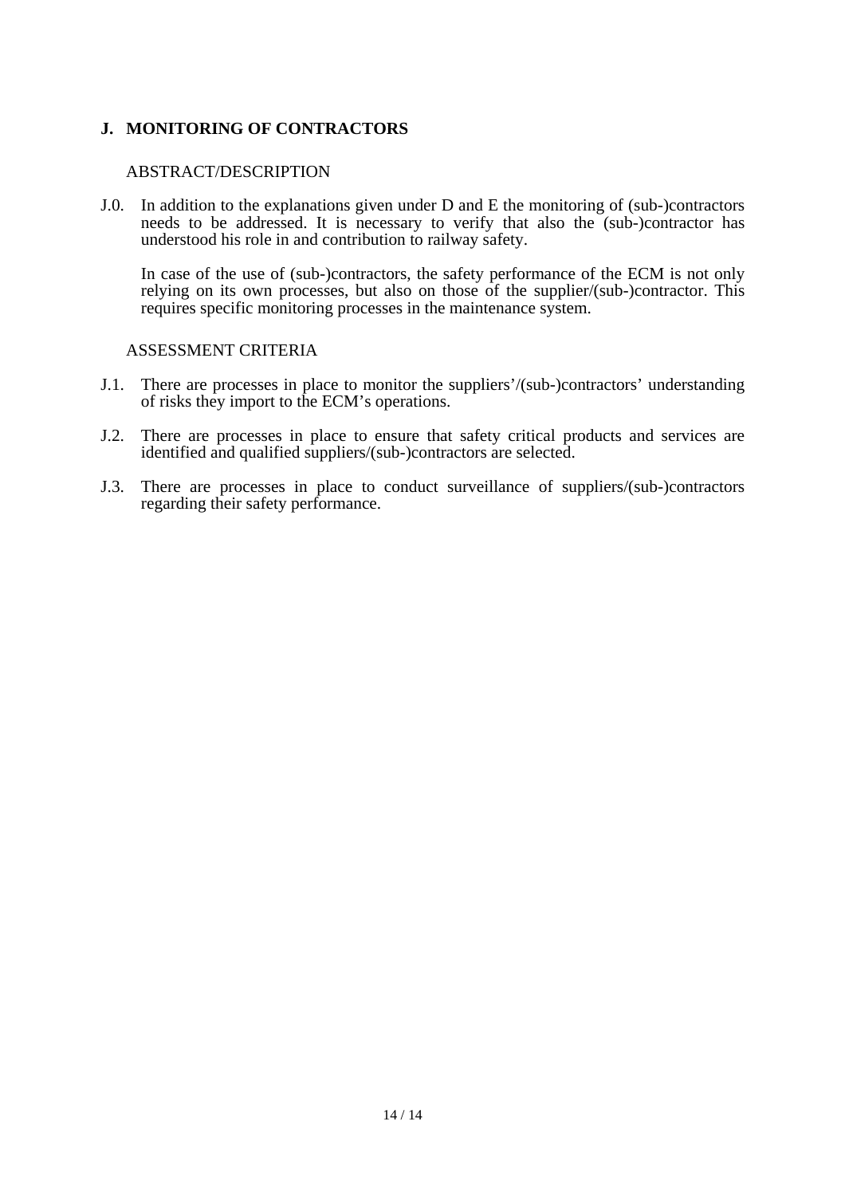## J. MONITORING OF CONTRACTORS

ABSTRACT/DESCRIPTION

J.0. In addition to the explanations given under D and E the monitoring of (sub-)contractors needs to be addressed. It is necessary to verify that also the (sub-)contractor has understood his role in and contribution to railway safety.

In case of the use of (sub-)contractors, the safety performance of the ECM is not only relying on its own processes, but also on those of the supplier/(sub-)contractor. This requires specific monitoring processes in the maintenance system.

ASSESSMENT CRITERIA

J.1. There are processes in place to monitor the suppliers'/(sub-)contractors' understanding of risks they import to the ECM's operations.

J.2. There are processes in place to ensure that safety critical products and services are identified and qualified suppliers/(sub-)contractors are selected.

J.3. There are processes in place to conduct surveillance of suppliers/(sub-)contractors regarding their safety performance.